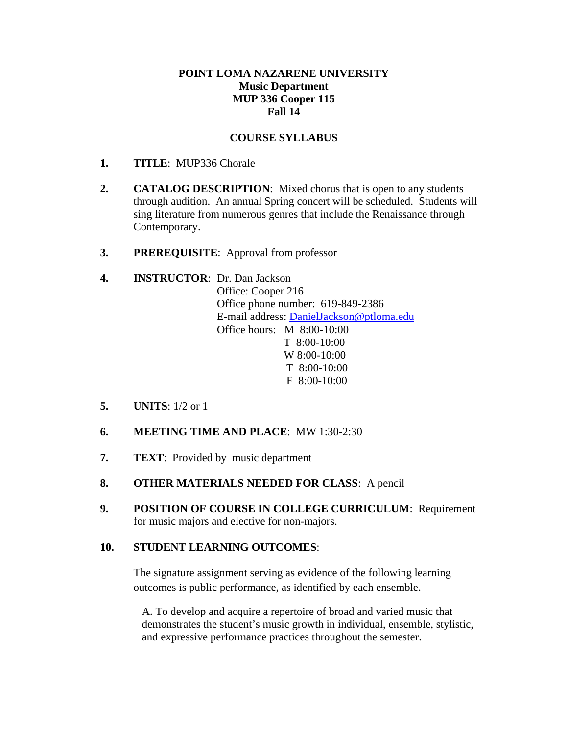**POINT LOMA NAZARENE UNIVERSITY**
**Music Department**
**MUP 336 Cooper 115**
**Fall 14**

**COURSE SYLLABUS**

1. **TITLE**: MUP336 Chorale

2. **CATALOG DESCRIPTION**: Mixed chorus that is open to any students through audition. An annual Spring concert will be scheduled. Students will sing literature from numerous genres that include the Renaissance through Contemporary.

3. **PREREQUISITE**: Approval from professor

4. **INSTRUCTOR**: Dr. Dan Jackson
   Office: Cooper 216
   Office phone number: 619-849-2386
   E-mail address: DanielJackson@ptloma.edu
   Office hours: M 8:00-10:00
   T 8:00-10:00
   W 8:00-10:00
   T 8:00-10:00
   F 8:00-10:00

5. **UNITS**: 1/2 or 1

6. **MEETING TIME AND PLACE**: MW 1:30-2:30

7. **TEXT**: Provided by music department

8. **OTHER MATERIALS NEEDED FOR CLASS**: A pencil

9. **POSITION OF COURSE IN COLLEGE CURRICULUM**: Requirement for music majors and elective for non-majors.

10. **STUDENT LEARNING OUTCOMES**:

    The signature assignment serving as evidence of the following learning outcomes is public performance, as identified by each ensemble.

    A. To develop and acquire a repertoire of broad and varied music that demonstrates the student's music growth in individual, ensemble, stylistic, and expressive performance practices throughout the semester.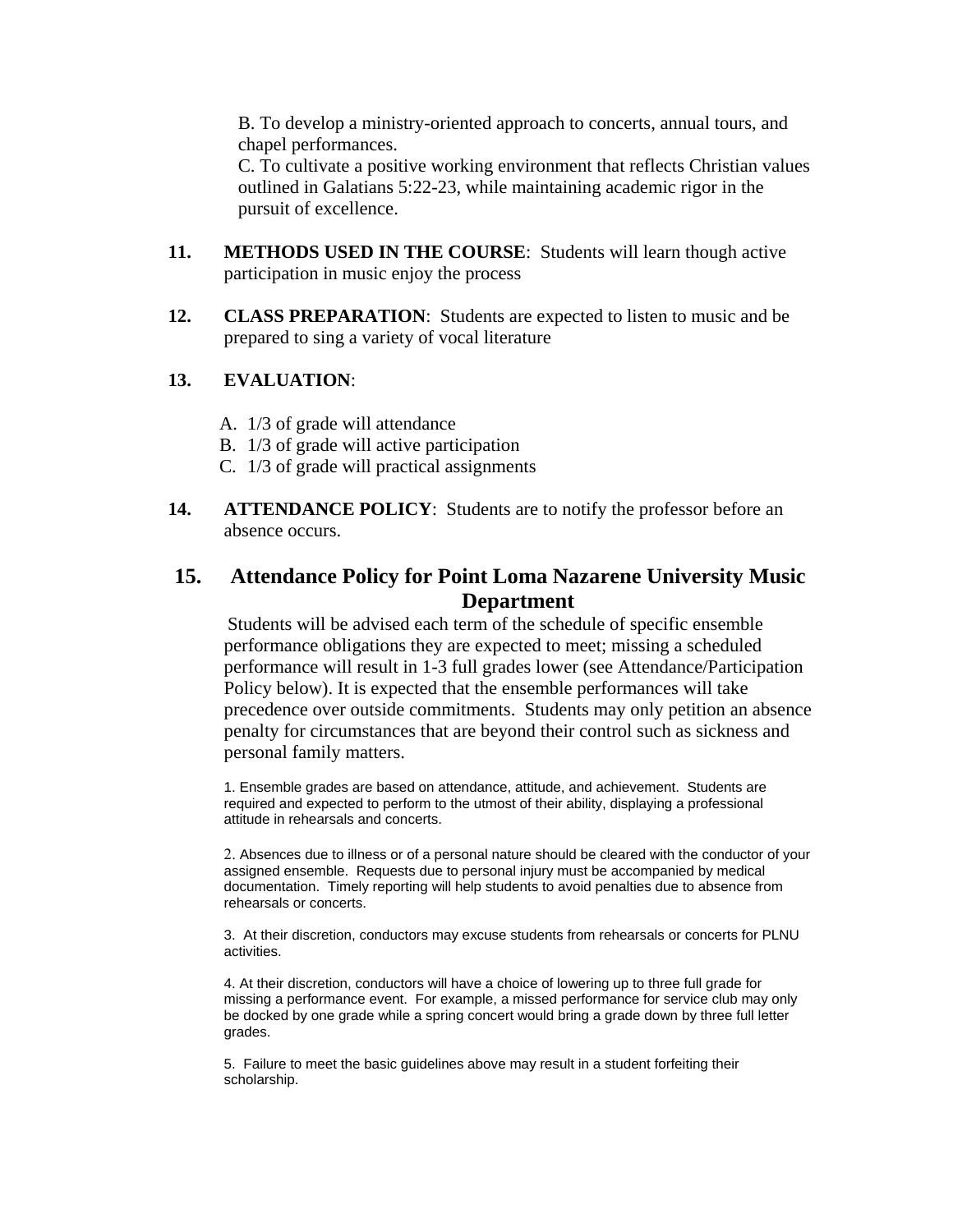B. To develop a ministry-oriented approach to concerts, annual tours, and chapel performances.
C. To cultivate a positive working environment that reflects Christian values outlined in Galatians 5:22-23, while maintaining academic rigor in the pursuit of excellence.

11. **METHODS USED IN THE COURSE**: Students will learn though active participation in music enjoy the process

12. **CLASS PREPARATION**: Students are expected to listen to music and be prepared to sing a variety of vocal literature

13. **EVALUATION**:

    A. 1/3 of grade will attendance
    B. 1/3 of grade will active participation
    C. 1/3 of grade will practical assignments

14. **ATTENDANCE POLICY**: Students are to notify the professor before an absence occurs.

## 15. Attendance Policy for Point Loma Nazarene University Music Department

Students will be advised each term of the schedule of specific ensemble performance obligations they are expected to meet; missing a scheduled performance will result in 1-3 full grades lower (see Attendance/Participation Policy below). It is expected that the ensemble performances will take precedence over outside commitments. Students may only petition an absence penalty for circumstances that are beyond their control such as sickness and personal family matters.

1. Ensemble grades are based on attendance, attitude, and achievement. Students are required and expected to perform to the utmost of their ability, displaying a professional attitude in rehearsals and concerts.

2. Absences due to illness or of a personal nature should be cleared with the conductor of your assigned ensemble. Requests due to personal injury must be accompanied by medical documentation. Timely reporting will help students to avoid penalties due to absence from rehearsals or concerts.

3. At their discretion, conductors may excuse students from rehearsals or concerts for PLNU activities.

4. At their discretion, conductors will have a choice of lowering up to three full grade for missing a performance event. For example, a missed performance for service club may only be docked by one grade while a spring concert would bring a grade down by three full letter grades.

5. Failure to meet the basic guidelines above may result in a student forfeiting their scholarship.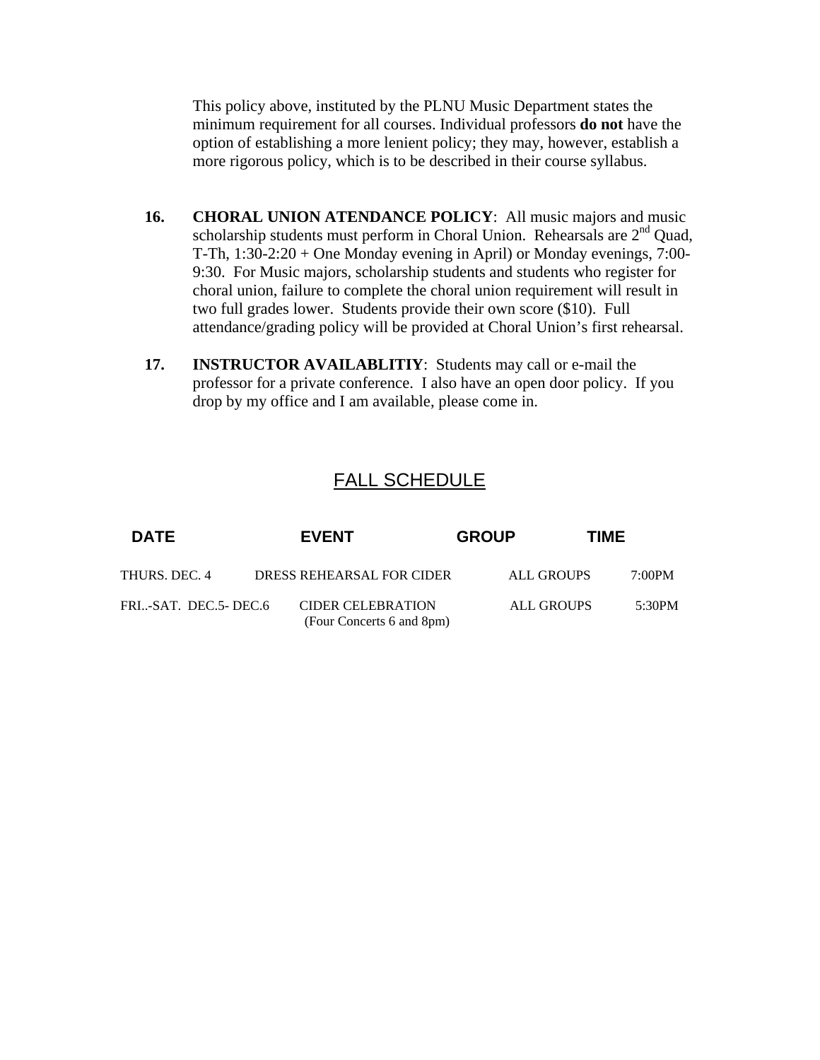This policy above, instituted by the PLNU Music Department states the minimum requirement for all courses. Individual professors **do not** have the option of establishing a more lenient policy; they may, however, establish a more rigorous policy, which is to be described in their course syllabus.

**16. CHORAL UNION ATENDANCE POLICY**: All music majors and music scholarship students must perform in Choral Union. Rehearsals are 2nd Quad, T-Th, 1:30-2:20 + One Monday evening in April) or Monday evenings, 7:00-9:30. For Music majors, scholarship students and students who register for choral union, failure to complete the choral union requirement will result in two full grades lower. Students provide their own score ($10). Full attendance/grading policy will be provided at Choral Union's first rehearsal.

**17. INSTRUCTOR AVAILABLITIY**: Students may call or e-mail the professor for a private conference. I also have an open door policy. If you drop by my office and I am available, please come in.

## FALL SCHEDULE

| DATE | EVENT | GROUP | TIME |
|---|---|---|---|
| THURS. DEC. 4 | DRESS REHEARSAL FOR CIDER | ALL GROUPS | 7:00PM |
| FRI..-SAT. DEC.5- DEC.6 | CIDER CELEBRATION (Four Concerts 6 and 8pm) | ALL GROUPS | 5:30PM |